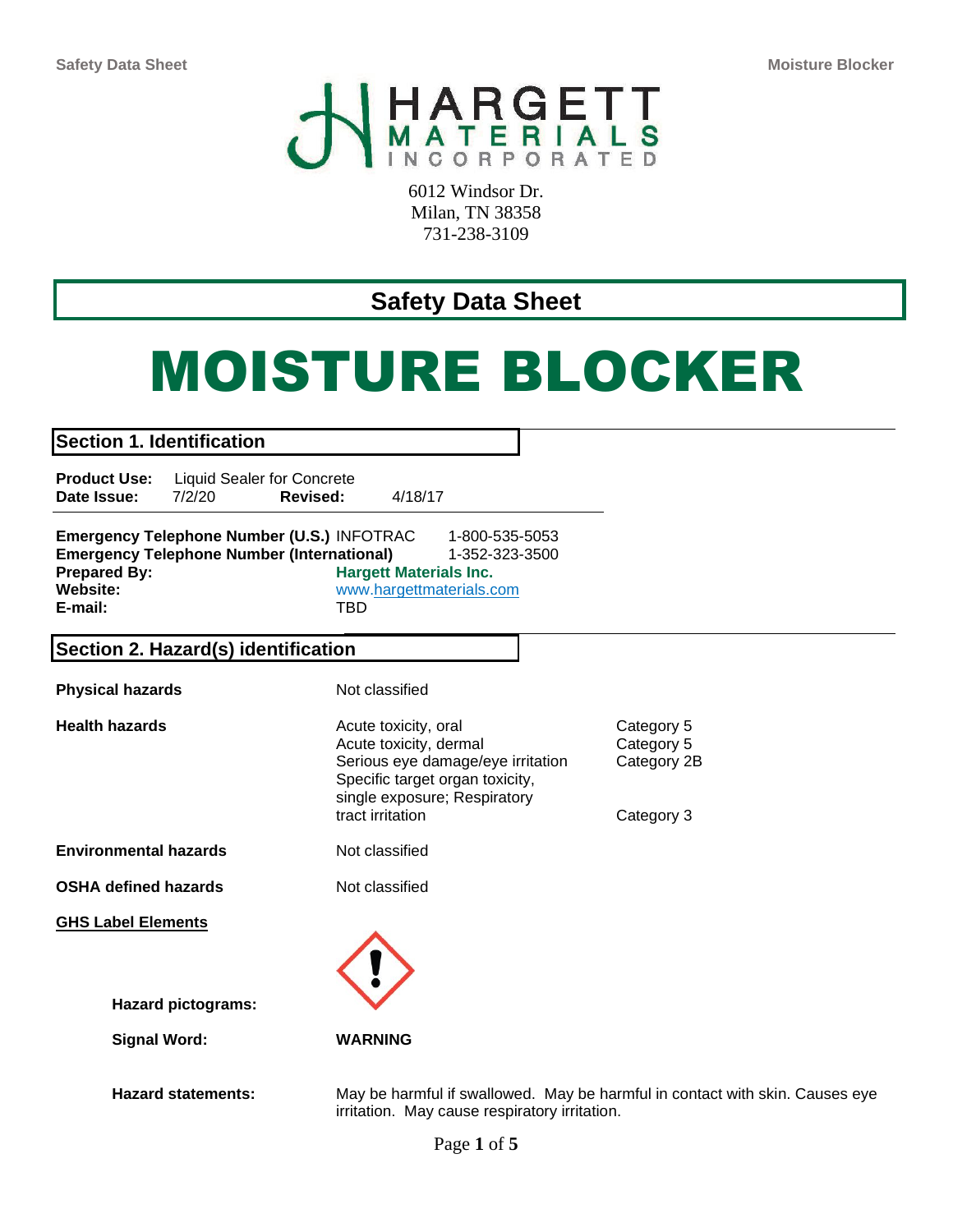HARGETT MATERIALS INCORPORATED

6012 Windsor Dr.
Milan, TN 38358
731-238-3109

## Safety Data Sheet

# MOISTURE BLOCKER

## Section 1. Identification

**Product Use:** Liquid Sealer for Concrete
**Date Issue:** 7/2/20 **Revised:** 4/18/17

**Emergency Telephone Number (U.S.)** INFOTRAC 1-800-535-5053
**Emergency Telephone Number (International)** 1-352-323-3500
**Prepared By:** **Hargett Materials Inc.**
**Website:** www.hargettmaterials.com
**E-mail:** TBD

## Section 2. Hazard(s) identification

| | | |
|---|---|---|
| **Physical hazards** | Not classified | |
| **Health hazards** | Acute toxicity, oral | Category 5 |
| | Acute toxicity, dermal | Category 5 |
| | Serious eye damage/eye irritation | Category 2B |
| | Specific target organ toxicity, single exposure; Respiratory tract irritation | Category 3 |
| **Environmental hazards** | Not classified | |
| **OSHA defined hazards** | Not classified | |

**GHS Label Elements**

**Hazard pictograms:** (exclamation mark)

**Signal Word:** **WARNING**

**Hazard statements:** May be harmful if swallowed. May be harmful in contact with skin. Causes eye irritation. May cause respiratory irritation.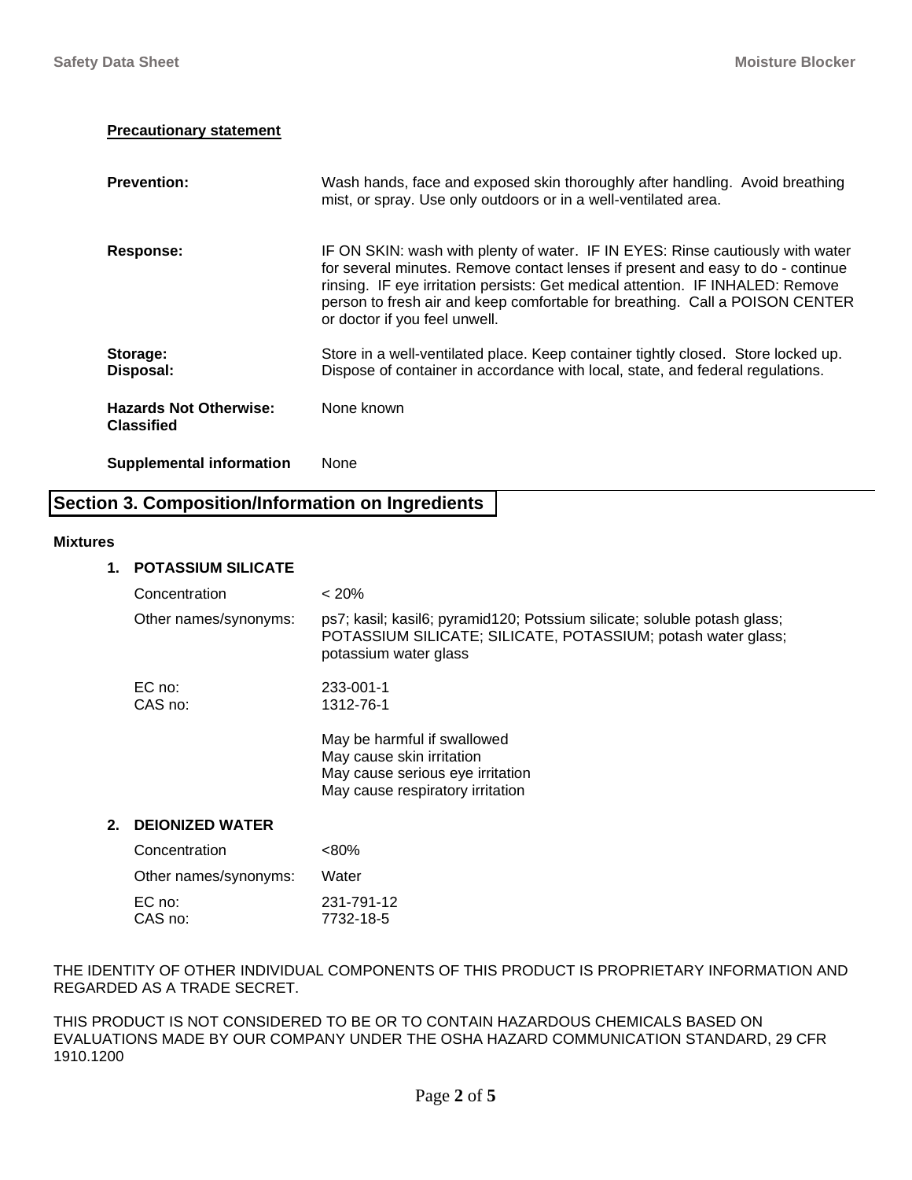**Precautionary statement**

**Prevention:** Wash hands, face and exposed skin thoroughly after handling. Avoid breathing mist, or spray. Use only outdoors or in a well-ventilated area.

**Response:** IF ON SKIN: wash with plenty of water. IF IN EYES: Rinse cautiously with water for several minutes. Remove contact lenses if present and easy to do - continue rinsing. IF eye irritation persists: Get medical attention. IF INHALED: Remove person to fresh air and keep comfortable for breathing. Call a POISON CENTER or doctor if you feel unwell.

**Storage:** Store in a well-ventilated place. Keep container tightly closed. Store locked up.

**Disposal:** Dispose of container in accordance with local, state, and federal regulations.

**Hazards Not Otherwise: Classified** None known

**Supplemental information** None

## Section 3. Composition/Information on Ingredients

**Mixtures**

**1. POTASSIUM SILICATE**

Concentration: < 20%

Other names/synonyms: ps7; kasil; kasil6; pyramid120; Potssium silicate; soluble potash glass; POTASSIUM SILICATE; SILICATE, POTASSIUM; potash water glass; potassium water glass

EC no: 233-001-1
CAS no: 1312-76-1

May be harmful if swallowed
May cause skin irritation
May cause serious eye irritation
May cause respiratory irritation

**2. DEIONIZED WATER**

Concentration: <80%

Other names/synonyms: Water

EC no: 231-791-12
CAS no: 7732-18-5

THE IDENTITY OF OTHER INDIVIDUAL COMPONENTS OF THIS PRODUCT IS PROPRIETARY INFORMATION AND REGARDED AS A TRADE SECRET.

THIS PRODUCT IS NOT CONSIDERED TO BE OR TO CONTAIN HAZARDOUS CHEMICALS BASED ON EVALUATIONS MADE BY OUR COMPANY UNDER THE OSHA HAZARD COMMUNICATION STANDARD, 29 CFR 1910.1200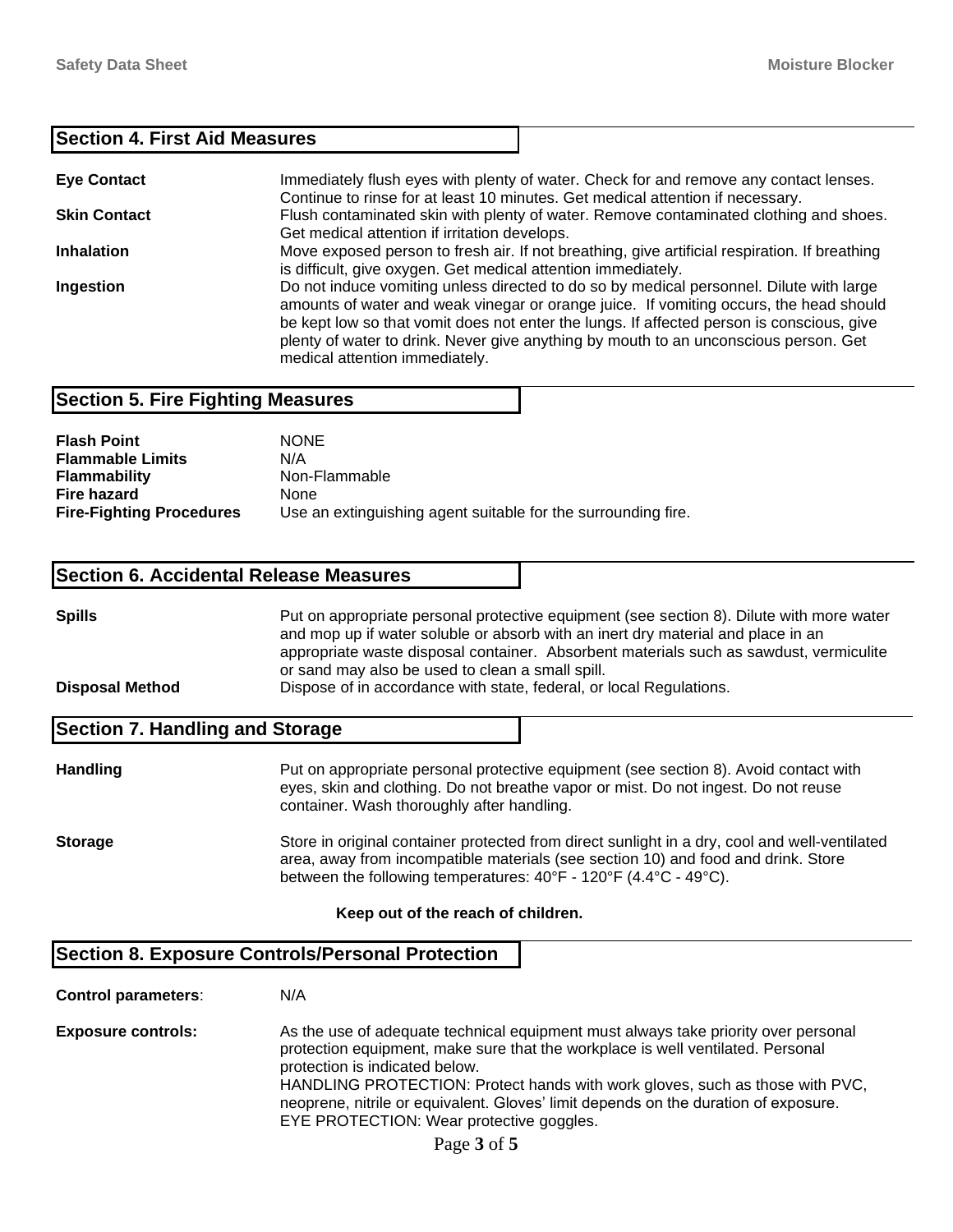## Section 4. First Aid Measures

**Eye Contact** Immediately flush eyes with plenty of water. Check for and remove any contact lenses. Continue to rinse for at least 10 minutes. Get medical attention if necessary.

**Skin Contact** Flush contaminated skin with plenty of water. Remove contaminated clothing and shoes. Get medical attention if irritation develops.

**Inhalation** Move exposed person to fresh air. If not breathing, give artificial respiration. If breathing is difficult, give oxygen. Get medical attention immediately.

**Ingestion** Do not induce vomiting unless directed to do so by medical personnel. Dilute with large amounts of water and weak vinegar or orange juice. If vomiting occurs, the head should be kept low so that vomit does not enter the lungs. If affected person is conscious, give plenty of water to drink. Never give anything by mouth to an unconscious person. Get medical attention immediately.

## Section 5. Fire Fighting Measures

**Flash Point** NONE
**Flammable Limits** N/A
**Flammability** Non-Flammable
**Fire hazard** None
**Fire-Fighting Procedures** Use an extinguishing agent suitable for the surrounding fire.

## Section 6. Accidental Release Measures

**Spills** Put on appropriate personal protective equipment (see section 8). Dilute with more water and mop up if water soluble or absorb with an inert dry material and place in an appropriate waste disposal container. Absorbent materials such as sawdust, vermiculite or sand may also be used to clean a small spill.

**Disposal Method** Dispose of in accordance with state, federal, or local Regulations.

## Section 7. Handling and Storage

**Handling** Put on appropriate personal protective equipment (see section 8). Avoid contact with eyes, skin and clothing. Do not breathe vapor or mist. Do not ingest. Do not reuse container. Wash thoroughly after handling.

**Storage** Store in original container protected from direct sunlight in a dry, cool and well-ventilated area, away from incompatible materials (see section 10) and food and drink. Store between the following temperatures: 40°F - 120°F (4.4°C - 49°C).

**Keep out of the reach of children.**

## Section 8. Exposure Controls/Personal Protection

**Control parameters**: N/A

**Exposure controls:** As the use of adequate technical equipment must always take priority over personal protection equipment, make sure that the workplace is well ventilated. Personal protection is indicated below.
HANDLING PROTECTION: Protect hands with work gloves, such as those with PVC, neoprene, nitrile or equivalent. Gloves' limit depends on the duration of exposure.
EYE PROTECTION: Wear protective goggles.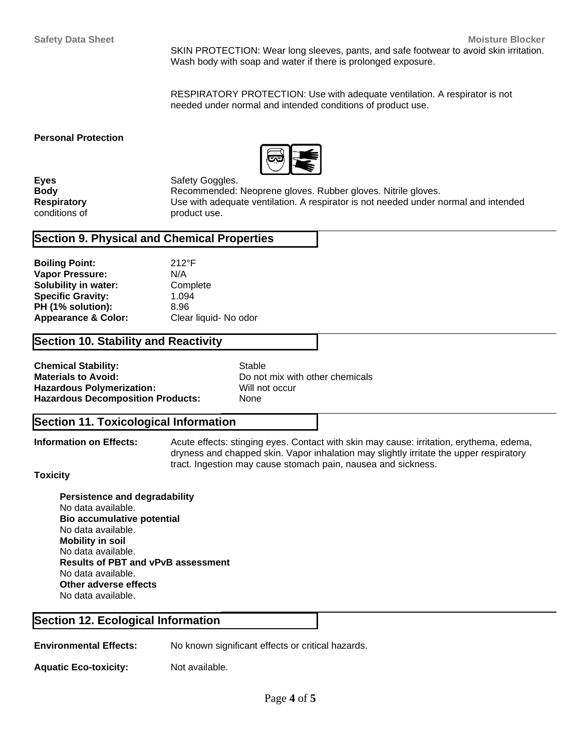SKIN PROTECTION: Wear long sleeves, pants, and safe footwear to avoid skin irritation. Wash body with soap and water if there is prolonged exposure.

RESPIRATORY PROTECTION: Use with adequate ventilation. A respirator is not needed under normal and intended conditions of product use.

**Personal Protection**

**Eyes** Safety Goggles.
**Body** Recommended: Neoprene gloves. Rubber gloves. Nitrile gloves.
**Respiratory** Use with adequate ventilation. A respirator is not needed under normal and intended conditions of product use.

## Section 9. Physical and Chemical Properties

**Boiling Point:** 212°F
**Vapor Pressure:** N/A
**Solubility in water:** Complete
**Specific Gravity:** 1.094
**PH (1% solution):** 8.96
**Appearance & Color:** Clear liquid- No odor

## Section 10. Stability and Reactivity

**Chemical Stability:** Stable
**Materials to Avoid:** Do not mix with other chemicals
**Hazardous Polymerization:** Will not occur
**Hazardous Decomposition Products:** None

## Section 11. Toxicological Information

**Information on Effects:** Acute effects: stinging eyes. Contact with skin may cause: irritation, erythema, edema, dryness and chapped skin. Vapor inhalation may slightly irritate the upper respiratory tract. Ingestion may cause stomach pain, nausea and sickness.

**Toxicity**

**Persistence and degradability**
No data available.
**Bio accumulative potential**
No data available.
**Mobility in soil**
No data available.
**Results of PBT and vPvB assessment**
No data available.
**Other adverse effects**
No data available.

## Section 12. Ecological Information

**Environmental Effects:** No known significant effects or critical hazards.

**Aquatic Eco-toxicity:** Not available.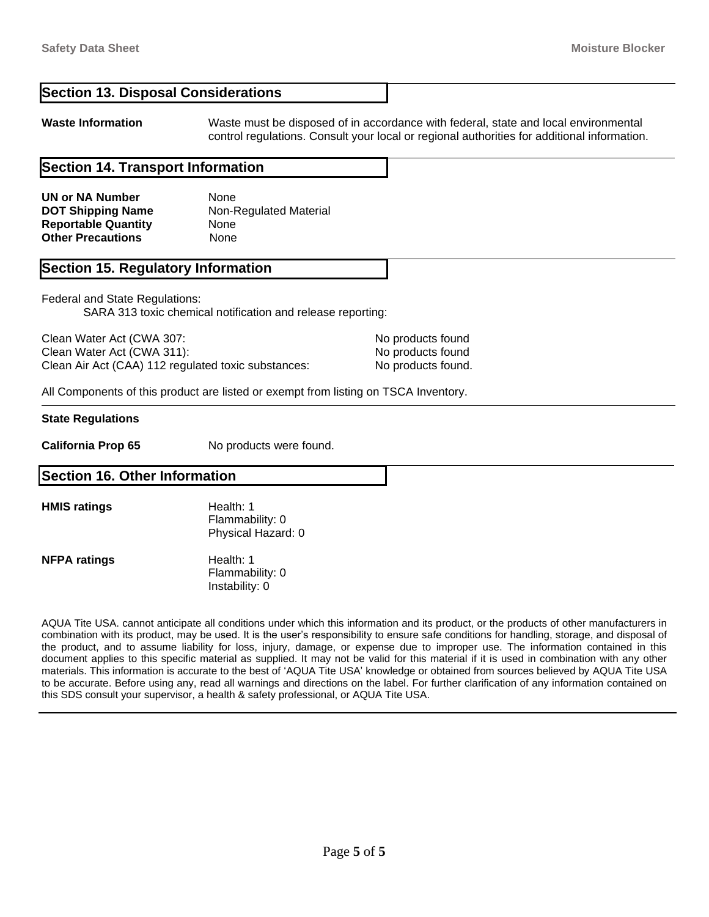## Section 13. Disposal Considerations

**Waste Information** Waste must be disposed of in accordance with federal, state and local environmental control regulations. Consult your local or regional authorities for additional information.

## Section 14. Transport Information

**UN or NA Number** None
**DOT Shipping Name** Non-Regulated Material
**Reportable Quantity** None
**Other Precautions** None

## Section 15. Regulatory Information

Federal and State Regulations:
SARA 313 toxic chemical notification and release reporting:

| | |
|---|---|
| Clean Water Act (CWA 307: | No products found |
| Clean Water Act (CWA 311): | No products found |
| Clean Air Act (CAA) 112 regulated toxic substances: | No products found. |

All Components of this product are listed or exempt from listing on TSCA Inventory.

**State Regulations**

**California Prop 65** No products were found.

## Section 16. Other Information

**HMIS ratings** Health: 1
Flammability: 0
Physical Hazard: 0

**NFPA ratings** Health: 1
Flammability: 0
Instability: 0

AQUA Tite USA. cannot anticipate all conditions under which this information and its product, or the products of other manufacturers in combination with its product, may be used. It is the user's responsibility to ensure safe conditions for handling, storage, and disposal of the product, and to assume liability for loss, injury, damage, or expense due to improper use. The information contained in this document applies to this specific material as supplied. It may not be valid for this material if it is used in combination with any other materials. This information is accurate to the best of 'AQUA Tite USA' knowledge or obtained from sources believed by AQUA Tite USA to be accurate. Before using any, read all warnings and directions on the label. For further clarification of any information contained on this SDS consult your supervisor, a health & safety professional, or AQUA Tite USA.